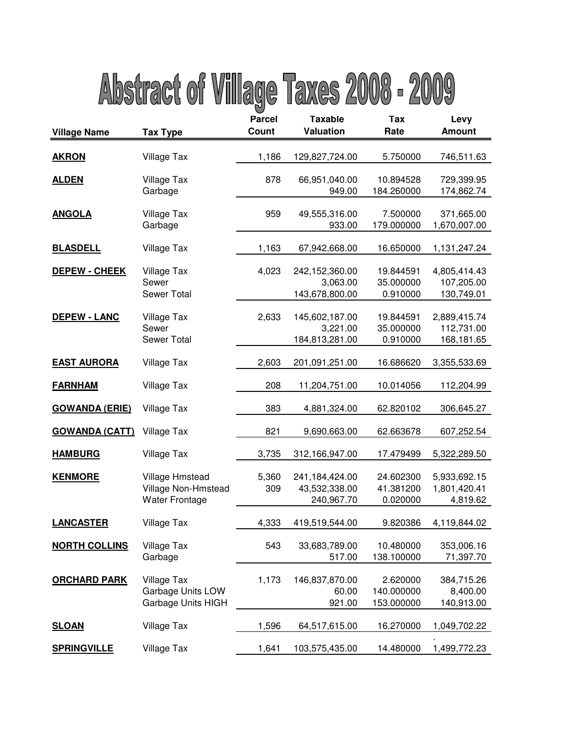# Abstract of Village Taxes 2008 - 2009

| Village Name | Tax Type | Parcel Count | Taxable Valuation | Tax Rate | Levy Amount |
|---|---|---|---|---|---|
| **AKRON** | Village Tax | 1,186 | 129,827,724.00 | 5.750000 | 746,511.63 |
| **ALDEN** | Village Tax | 878 | 66,951,040.00 | 10.894528 | 729,399.95 |
| | Garbage | | 949.00 | 184.260000 | 174,862.74 |
| **ANGOLA** | Village Tax | 959 | 49,555,316.00 | 7.500000 | 371,665.00 |
| | Garbage | | 933.00 | 179.000000 | 1,670,007.00 |
| **BLASDELL** | Village Tax | 1,163 | 67,942,668.00 | 16.650000 | 1,131,247.24 |
| **DEPEW - CHEEK** | Village Tax | 4,023 | 242,152,360.00 | 19.844591 | 4,805,414.43 |
| | Sewer | | 3,063.00 | 35.000000 | 107,205.00 |
| | Sewer Total | | 143,678,800.00 | 0.910000 | 130,749.01 |
| **DEPEW - LANC** | Village Tax | 2,633 | 145,602,187.00 | 19.844591 | 2,889,415.74 |
| | Sewer | | 3,221.00 | 35.000000 | 112,731.00 |
| | Sewer Total | | 184,813,281.00 | 0.910000 | 168,181.65 |
| **EAST AURORA** | Village Tax | 2,603 | 201,091,251.00 | 16.686620 | 3,355,533.69 |
| **FARNHAM** | Village Tax | 208 | 11,204,751.00 | 10.014056 | 112,204.99 |
| **GOWANDA (ERIE)** | Village Tax | 383 | 4,881,324.00 | 62.820102 | 306,645.27 |
| **GOWANDA (CATT)** | Village Tax | 821 | 9,690,663.00 | 62.663678 | 607,252.54 |
| **HAMBURG** | Village Tax | 3,735 | 312,166,947.00 | 17.479499 | 5,322,289.50 |
| **KENMORE** | Village Hmstead | 5,360 | 241,184,424.00 | 24.602300 | 5,933,692.15 |
| | Village Non-Hmstead | 309 | 43,532,338.00 | 41.381200 | 1,801,420.41 |
| | Water Frontage | | 240,967.70 | 0.020000 | 4,819.62 |
| **LANCASTER** | Village Tax | 4,333 | 419,519,544.00 | 9.820386 | 4,119,844.02 |
| **NORTH COLLINS** | Village Tax | 543 | 33,683,789.00 | 10.480000 | 353,006.16 |
| | Garbage | | 517.00 | 138.100000 | 71,397.70 |
| **ORCHARD PARK** | Village Tax | 1,173 | 146,837,870.00 | 2.620000 | 384,715.26 |
| | Garbage Units LOW | | 60.00 | 140.000000 | 8,400.00 |
| | Garbage Units HIGH | | 921.00 | 153.000000 | 140,913.00 |
| **SLOAN** | Village Tax | 1,596 | 64,517,615.00 | 16.270000 | 1,049,702.22 |
| **SPRINGVILLE** | Village Tax | 1,641 | 103,575,435.00 | 14.480000 | 1,499,772.23 |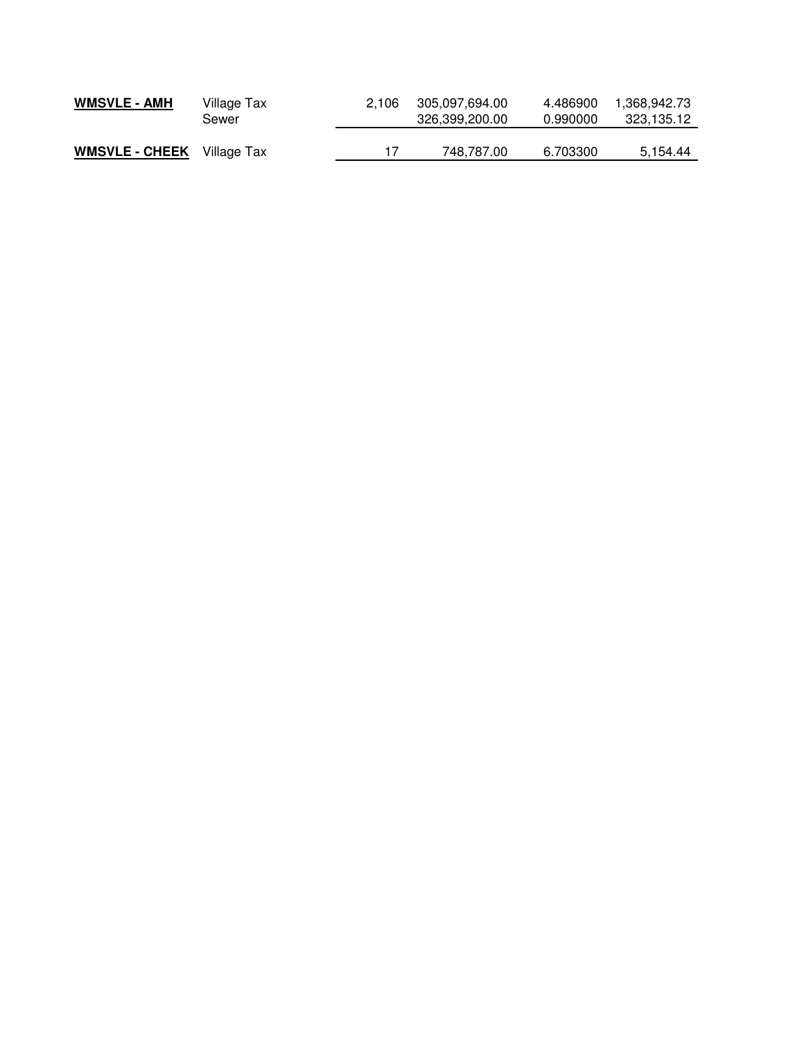| | | | | | |
|---|---|---|---|---|---|
| **WMSVLE - AMH** | Village Tax | 2,106 | 305,097,694.00 | 4.486900 | 1,368,942.73 |
| | Sewer | | 326,399,200.00 | 0.990000 | 323,135.12 |
| **WMSVLE - CHEEK** | Village Tax | 17 | 748,787.00 | 6.703300 | 5,154.44 |